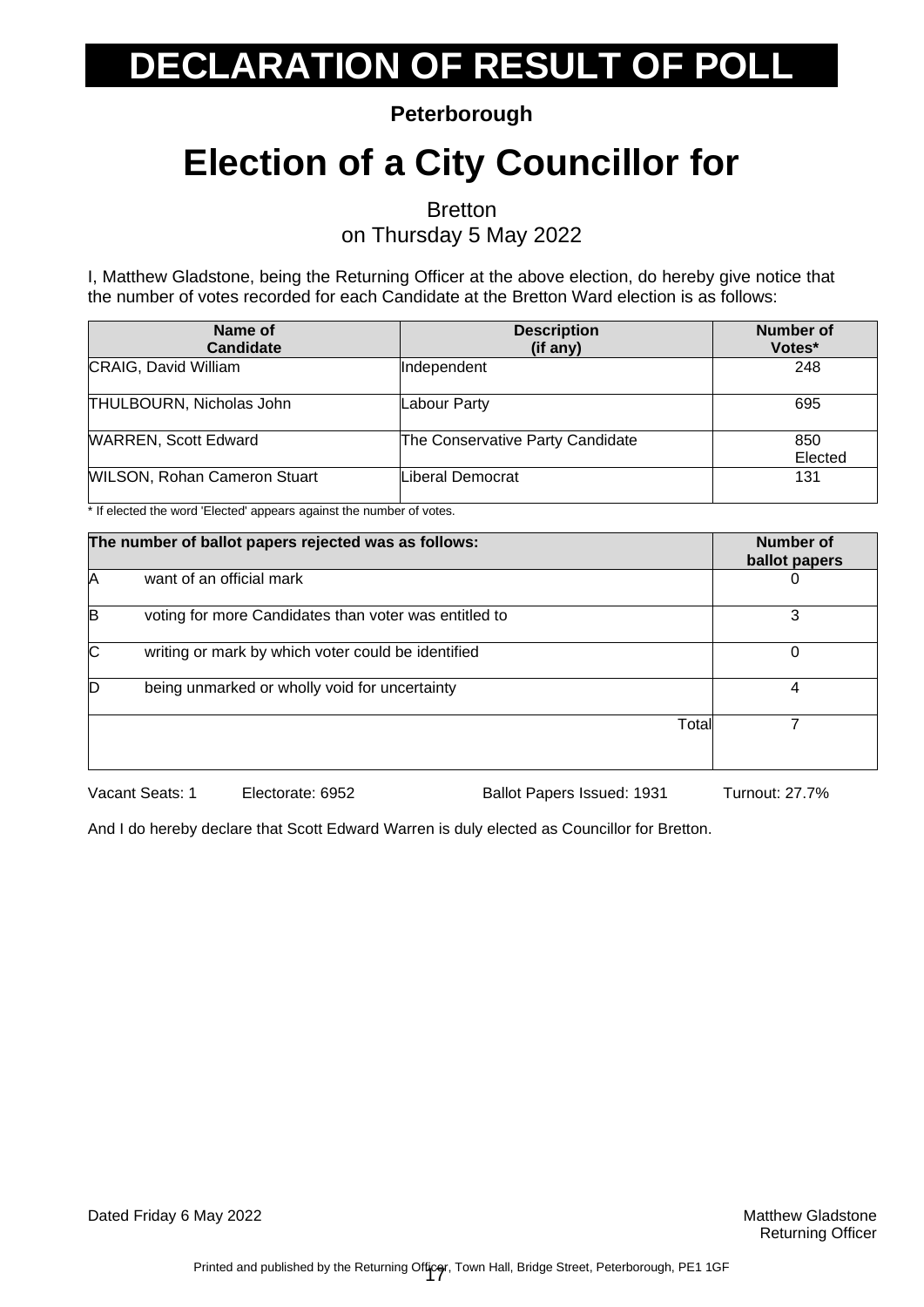# DECLARATION OF RESULT OF POLL

**Peterborough**

# Election of a City Councillor for

Bretton
on Thursday 5 May 2022

I, Matthew Gladstone, being the Returning Officer at the above election, do hereby give notice that the number of votes recorded for each Candidate at the Bretton Ward election is as follows:

| Name of Candidate | Description (if any) | Number of Votes* |
|---|---|---|
| CRAIG, David William | Independent | 248 |
| THULBOURN, Nicholas John | Labour Party | 695 |
| WARREN, Scott Edward | The Conservative Party Candidate | 850 Elected |
| WILSON, Rohan Cameron Stuart | Liberal Democrat | 131 |

* If elected the word 'Elected' appears against the number of votes.

| The number of ballot papers rejected was as follows: | | Number of ballot papers |
|---|---|---|
| A | want of an official mark | 0 |
| B | voting for more Candidates than voter was entitled to | 3 |
| C | writing or mark by which voter could be identified | 0 |
| D | being unmarked or wholly void for uncertainty | 4 |
| | Total | 7 |

Vacant Seats: 1 Electorate: 6952 Ballot Papers Issued: 1931 Turnout: 27.7%

And I do hereby declare that Scott Edward Warren is duly elected as Councillor for Bretton.

Dated Friday 6 May 2022

Matthew Gladstone
Returning Officer

Printed and published by the Returning Officer, Town Hall, Bridge Street, Peterborough, PE1 1GF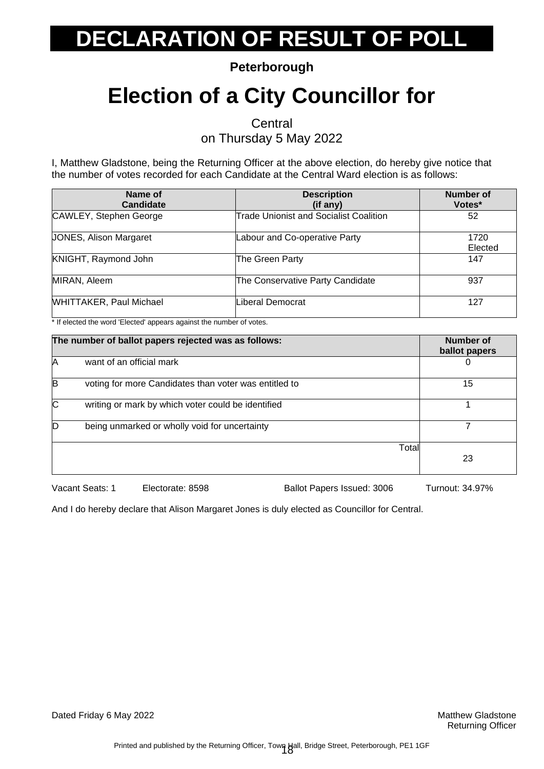# DECLARATION OF RESULT OF POLL

**Peterborough**

# Election of a City Councillor for

Central
on Thursday 5 May 2022

I, Matthew Gladstone, being the Returning Officer at the above election, do hereby give notice that the number of votes recorded for each Candidate at the Central Ward election is as follows:

| Name of Candidate | Description (if any) | Number of Votes* |
|---|---|---|
| CAWLEY, Stephen George | Trade Unionist and Socialist Coalition | 52 |
| JONES, Alison Margaret | Labour and Co-operative Party | 1720 Elected |
| KNIGHT, Raymond John | The Green Party | 147 |
| MIRAN, Aleem | The Conservative Party Candidate | 937 |
| WHITTAKER, Paul Michael | Liberal Democrat | 127 |

* If elected the word 'Elected' appears against the number of votes.

| The number of ballot papers rejected was as follows: | | Number of ballot papers |
|---|---|---|
| A | want of an official mark | 0 |
| B | voting for more Candidates than voter was entitled to | 15 |
| C | writing or mark by which voter could be identified | 1 |
| D | being unmarked or wholly void for uncertainty | 7 |
| | Total | 23 |

Vacant Seats: 1 Electorate: 8598 Ballot Papers Issued: 3006 Turnout: 34.97%

And I do hereby declare that Alison Margaret Jones is duly elected as Councillor for Central.

Dated Friday 6 May 2022

Matthew Gladstone
Returning Officer

Printed and published by the Returning Officer, Town Hall, Bridge Street, Peterborough, PE1 1GF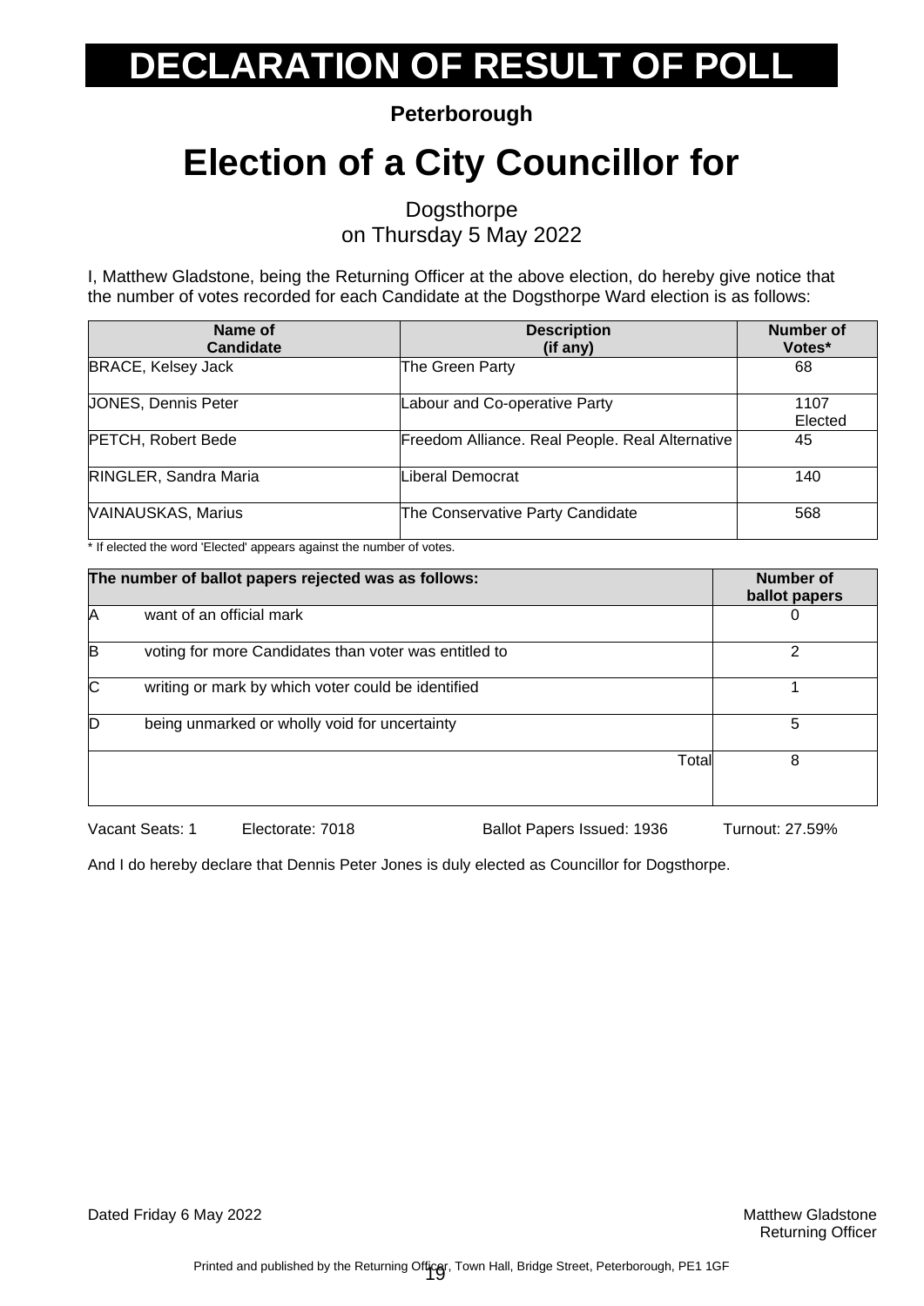# DECLARATION OF RESULT OF POLL

**Peterborough**

# Election of a City Councillor for

Dogsthorpe
on Thursday 5 May 2022

I, Matthew Gladstone, being the Returning Officer at the above election, do hereby give notice that the number of votes recorded for each Candidate at the Dogsthorpe Ward election is as follows:

| Name of Candidate | Description (if any) | Number of Votes* |
|---|---|---|
| BRACE, Kelsey Jack | The Green Party | 68 |
| JONES, Dennis Peter | Labour and Co-operative Party | 1107 Elected |
| PETCH, Robert Bede | Freedom Alliance. Real People. Real Alternative | 45 |
| RINGLER, Sandra Maria | Liberal Democrat | 140 |
| VAINAUSKAS, Marius | The Conservative Party Candidate | 568 |

* If elected the word 'Elected' appears against the number of votes.

| The number of ballot papers rejected was as follows: | | Number of ballot papers |
|---|---|---|
| A | want of an official mark | 0 |
| B | voting for more Candidates than voter was entitled to | 2 |
| C | writing or mark by which voter could be identified | 1 |
| D | being unmarked or wholly void for uncertainty | 5 |
| | Total | 8 |

Vacant Seats: 1 Electorate: 7018 Ballot Papers Issued: 1936 Turnout: 27.59%

And I do hereby declare that Dennis Peter Jones is duly elected as Councillor for Dogsthorpe.

Dated Friday 6 May 2022

Matthew Gladstone
Returning Officer

Printed and published by the Returning Officer, Town Hall, Bridge Street, Peterborough, PE1 1GF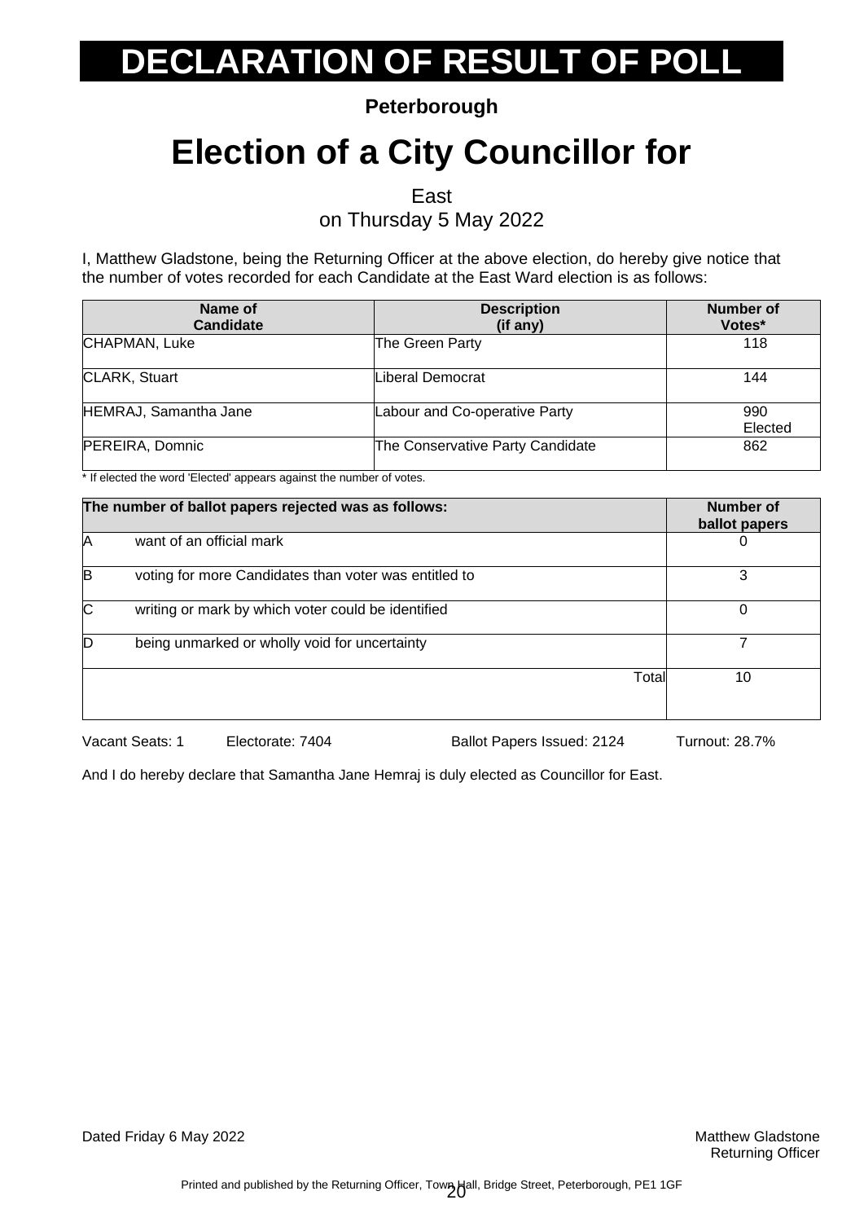# DECLARATION OF RESULT OF POLL

**Peterborough**

# Election of a City Councillor for

East
on Thursday 5 May 2022

I, Matthew Gladstone, being the Returning Officer at the above election, do hereby give notice that the number of votes recorded for each Candidate at the East Ward election is as follows:

| Name of Candidate | Description (if any) | Number of Votes* |
|---|---|---|
| CHAPMAN, Luke | The Green Party | 118 |
| CLARK, Stuart | Liberal Democrat | 144 |
| HEMRAJ, Samantha Jane | Labour and Co-operative Party | 990 Elected |
| PEREIRA, Domnic | The Conservative Party Candidate | 862 |

* If elected the word 'Elected' appears against the number of votes.

| The number of ballot papers rejected was as follows: | | Number of ballot papers |
|---|---|---|
| A | want of an official mark | 0 |
| B | voting for more Candidates than voter was entitled to | 3 |
| C | writing or mark by which voter could be identified | 0 |
| D | being unmarked or wholly void for uncertainty | 7 |
| | Total | 10 |

Vacant Seats: 1 Electorate: 7404 Ballot Papers Issued: 2124 Turnout: 28.7%

And I do hereby declare that Samantha Jane Hemraj is duly elected as Councillor for East.

Dated Friday 6 May 2022

Matthew Gladstone
Returning Officer

Printed and published by the Returning Officer, Town Hall, Bridge Street, Peterborough, PE1 1GF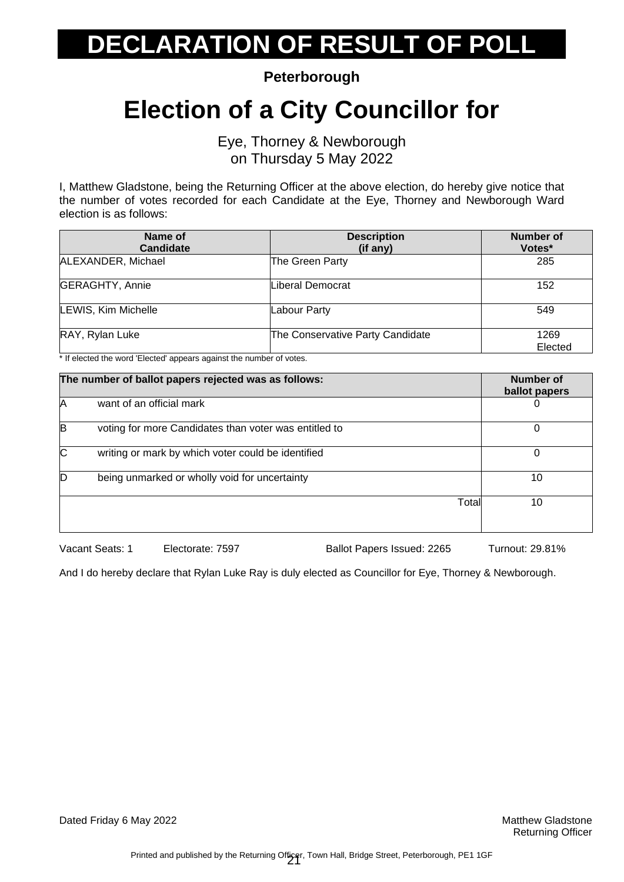# DECLARATION OF RESULT OF POLL

**Peterborough**

# Election of a City Councillor for

Eye, Thorney & Newborough
on Thursday 5 May 2022

I, Matthew Gladstone, being the Returning Officer at the above election, do hereby give notice that the number of votes recorded for each Candidate at the Eye, Thorney and Newborough Ward election is as follows:

| Name of Candidate | Description (if any) | Number of Votes* |
|---|---|---|
| ALEXANDER, Michael | The Green Party | 285 |
| GERAGHTY, Annie | Liberal Democrat | 152 |
| LEWIS, Kim Michelle | Labour Party | 549 |
| RAY, Rylan Luke | The Conservative Party Candidate | 1269 Elected |

* If elected the word 'Elected' appears against the number of votes.

| The number of ballot papers rejected was as follows: | | Number of ballot papers |
|---|---|---|
| A | want of an official mark | 0 |
| B | voting for more Candidates than voter was entitled to | 0 |
| C | writing or mark by which voter could be identified | 0 |
| D | being unmarked or wholly void for uncertainty | 10 |
| | Total | 10 |

Vacant Seats: 1    Electorate: 7597    Ballot Papers Issued: 2265    Turnout: 29.81%

And I do hereby declare that Rylan Luke Ray is duly elected as Councillor for Eye, Thorney & Newborough.

Dated Friday 6 May 2022

Matthew Gladstone
Returning Officer

Printed and published by the Returning Officer, Town Hall, Bridge Street, Peterborough, PE1 1GF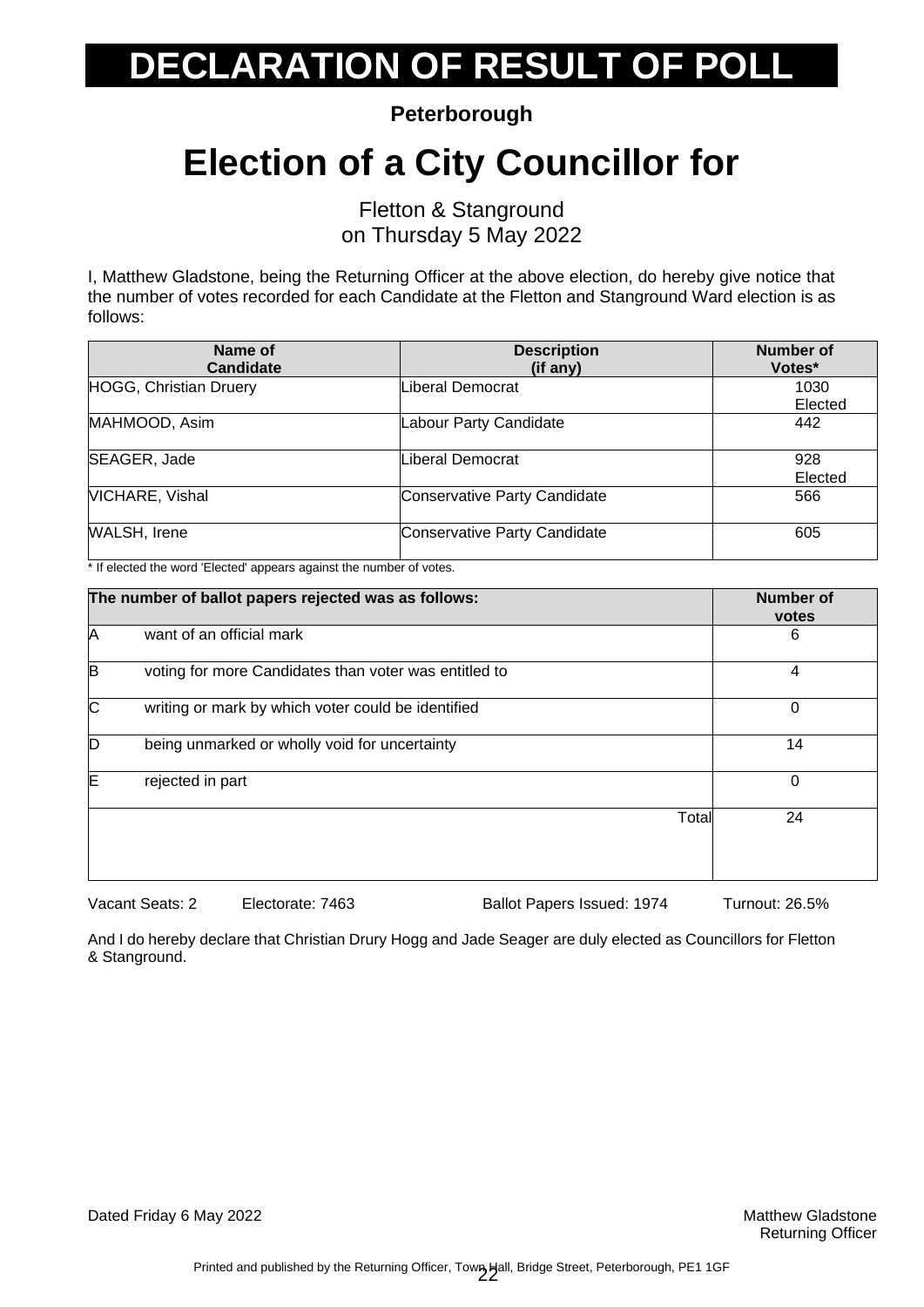# DECLARATION OF RESULT OF POLL

**Peterborough**

# Election of a City Councillor for

Fletton & Stanground
on Thursday 5 May 2022

I, Matthew Gladstone, being the Returning Officer at the above election, do hereby give notice that the number of votes recorded for each Candidate at the Fletton and Stanground Ward election is as follows:

| Name of Candidate | Description (if any) | Number of Votes* |
|---|---|---|
| HOGG, Christian Druery | Liberal Democrat | 1030 Elected |
| MAHMOOD, Asim | Labour Party Candidate | 442 |
| SEAGER, Jade | Liberal Democrat | 928 Elected |
| VICHARE, Vishal | Conservative Party Candidate | 566 |
| WALSH, Irene | Conservative Party Candidate | 605 |

* If elected the word 'Elected' appears against the number of votes.

| The number of ballot papers rejected was as follows: | | Number of votes |
|---|---|---|
| A | want of an official mark | 6 |
| B | voting for more Candidates than voter was entitled to | 4 |
| C | writing or mark by which voter could be identified | 0 |
| D | being unmarked or wholly void for uncertainty | 14 |
| E | rejected in part | 0 |
| | Total | 24 |

Vacant Seats: 2 Electorate: 7463 Ballot Papers Issued: 1974 Turnout: 26.5%

And I do hereby declare that Christian Drury Hogg and Jade Seager are duly elected as Councillors for Fletton & Stanground.

Dated Friday 6 May 2022

Matthew Gladstone
Returning Officer

Printed and published by the Returning Officer, Town Hall, Bridge Street, Peterborough, PE1 1GF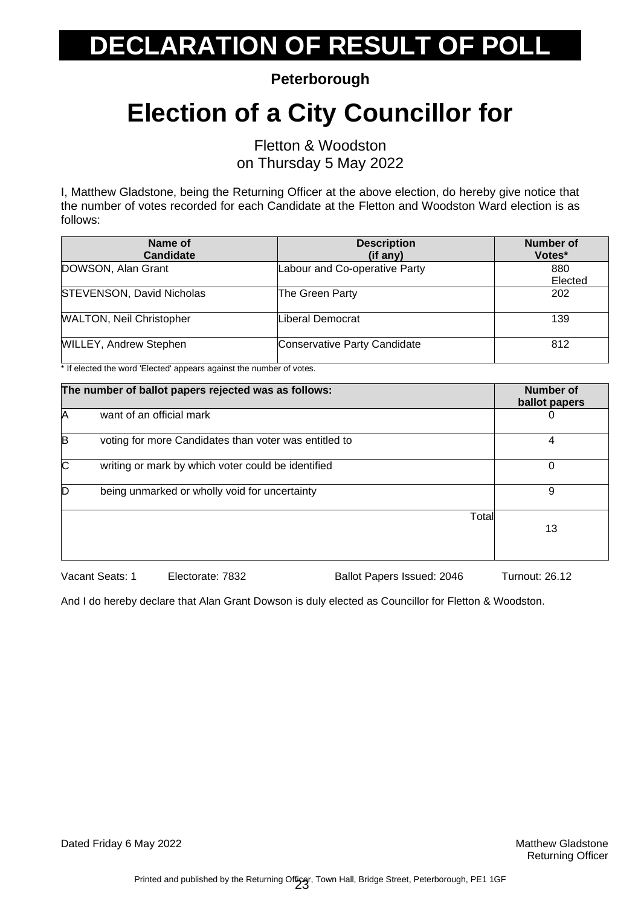# DECLARATION OF RESULT OF POLL

**Peterborough**

# Election of a City Councillor for

Fletton & Woodston
on Thursday 5 May 2022

I, Matthew Gladstone, being the Returning Officer at the above election, do hereby give notice that the number of votes recorded for each Candidate at the Fletton and Woodston Ward election is as follows:

| Name of Candidate | Description (if any) | Number of Votes* |
|---|---|---|
| DOWSON, Alan Grant | Labour and Co-operative Party | 880 Elected |
| STEVENSON, David Nicholas | The Green Party | 202 |
| WALTON, Neil Christopher | Liberal Democrat | 139 |
| WILLEY, Andrew Stephen | Conservative Party Candidate | 812 |

* If elected the word 'Elected' appears against the number of votes.

| The number of ballot papers rejected was as follows: | | Number of ballot papers |
|---|---|---|
| A | want of an official mark | 0 |
| B | voting for more Candidates than voter was entitled to | 4 |
| C | writing or mark by which voter could be identified | 0 |
| D | being unmarked or wholly void for uncertainty | 9 |
| | Total | 13 |

Vacant Seats: 1 Electorate: 7832 Ballot Papers Issued: 2046 Turnout: 26.12

And I do hereby declare that Alan Grant Dowson is duly elected as Councillor for Fletton & Woodston.

Dated Friday 6 May 2022

Matthew Gladstone
Returning Officer

Printed and published by the Returning Officer, Town Hall, Bridge Street, Peterborough, PE1 1GF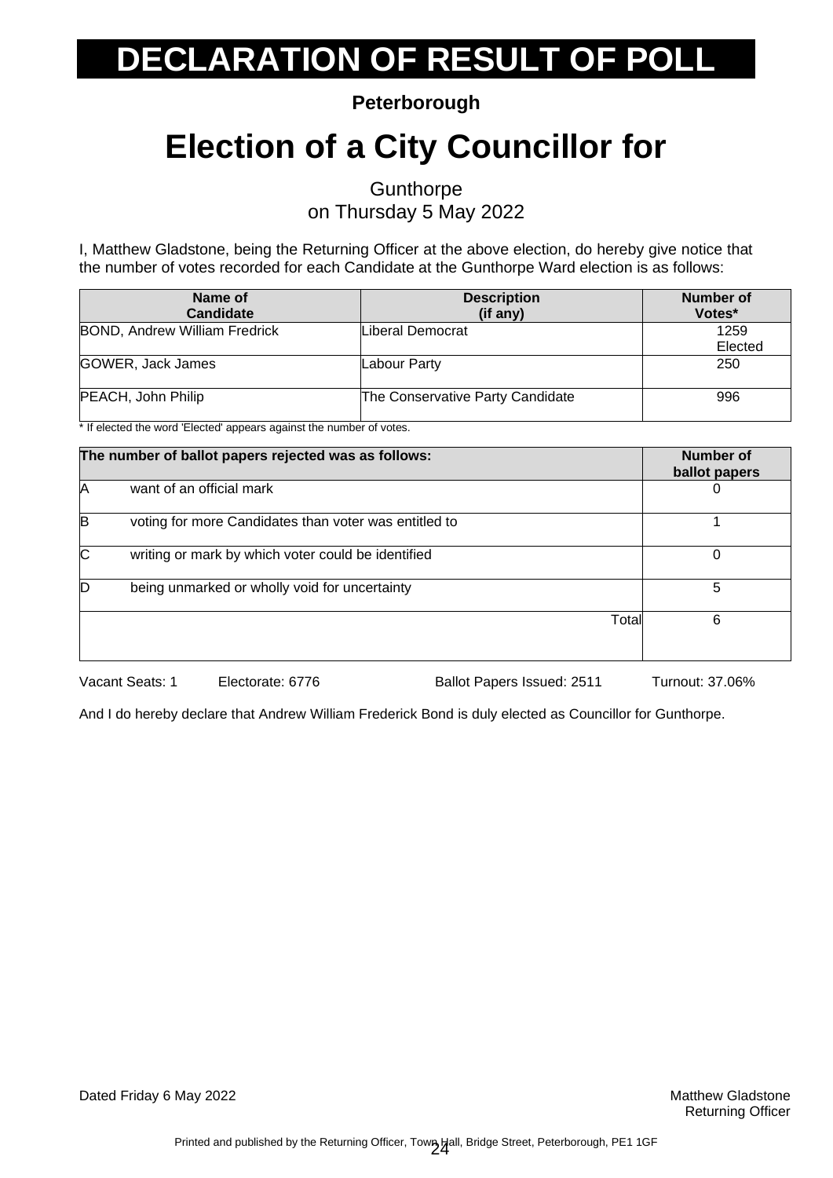# DECLARATION OF RESULT OF POLL

**Peterborough**

# Election of a City Councillor for

Gunthorpe
on Thursday 5 May 2022

I, Matthew Gladstone, being the Returning Officer at the above election, do hereby give notice that the number of votes recorded for each Candidate at the Gunthorpe Ward election is as follows:

| Name of Candidate | Description (if any) | Number of Votes* |
|---|---|---|
| BOND, Andrew William Fredrick | Liberal Democrat | 1259 Elected |
| GOWER, Jack James | Labour Party | 250 |
| PEACH, John Philip | The Conservative Party Candidate | 996 |

\* If elected the word 'Elected' appears against the number of votes.

| The number of ballot papers rejected was as follows: | | Number of ballot papers |
|---|---|---|
| A | want of an official mark | 0 |
| B | voting for more Candidates than voter was entitled to | 1 |
| C | writing or mark by which voter could be identified | 0 |
| D | being unmarked or wholly void for uncertainty | 5 |
| | Total | 6 |

Vacant Seats: 1 Electorate: 6776 Ballot Papers Issued: 2511 Turnout: 37.06%

And I do hereby declare that Andrew William Frederick Bond is duly elected as Councillor for Gunthorpe.

Dated Friday 6 May 2022

Matthew Gladstone
Returning Officer

Printed and published by the Returning Officer, Town Hall, Bridge Street, Peterborough, PE1 1GF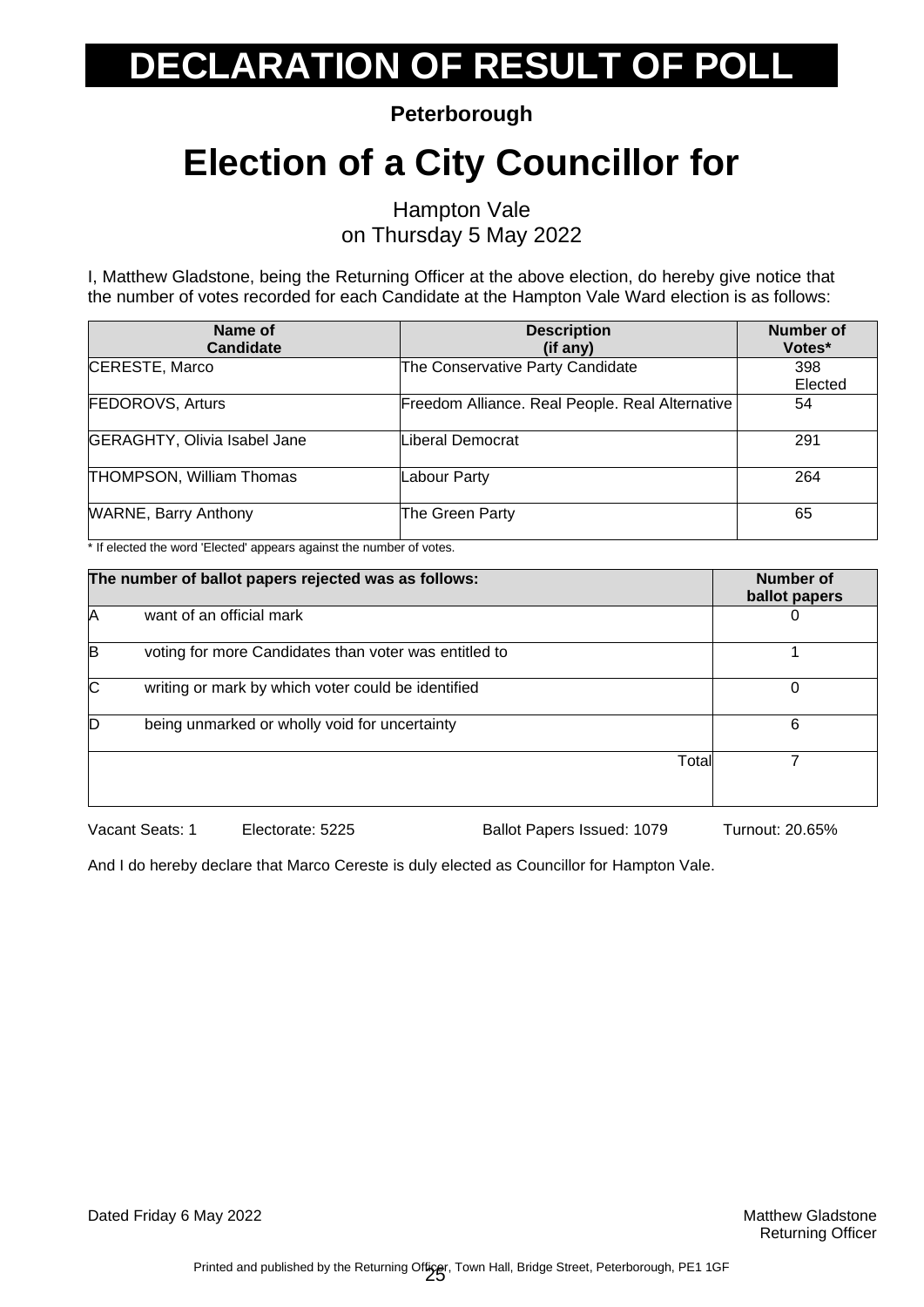# DECLARATION OF RESULT OF POLL

**Peterborough**

# Election of a City Councillor for

Hampton Vale
on Thursday 5 May 2022

I, Matthew Gladstone, being the Returning Officer at the above election, do hereby give notice that the number of votes recorded for each Candidate at the Hampton Vale Ward election is as follows:

| Name of Candidate | Description (if any) | Number of Votes* |
|---|---|---|
| CERESTE, Marco | The Conservative Party Candidate | 398 Elected |
| FEDOROVS, Arturs | Freedom Alliance. Real People. Real Alternative | 54 |
| GERAGHTY, Olivia Isabel Jane | Liberal Democrat | 291 |
| THOMPSON, William Thomas | Labour Party | 264 |
| WARNE, Barry Anthony | The Green Party | 65 |

* If elected the word 'Elected' appears against the number of votes.

| The number of ballot papers rejected was as follows: | | Number of ballot papers |
|---|---|---|
| A | want of an official mark | 0 |
| B | voting for more Candidates than voter was entitled to | 1 |
| C | writing or mark by which voter could be identified | 0 |
| D | being unmarked or wholly void for uncertainty | 6 |
| | Total | 7 |

Vacant Seats: 1 Electorate: 5225 Ballot Papers Issued: 1079 Turnout: 20.65%

And I do hereby declare that Marco Cereste is duly elected as Councillor for Hampton Vale.

Dated Friday 6 May 2022

Matthew Gladstone
Returning Officer

Printed and published by the Returning Officer, Town Hall, Bridge Street, Peterborough, PE1 1GF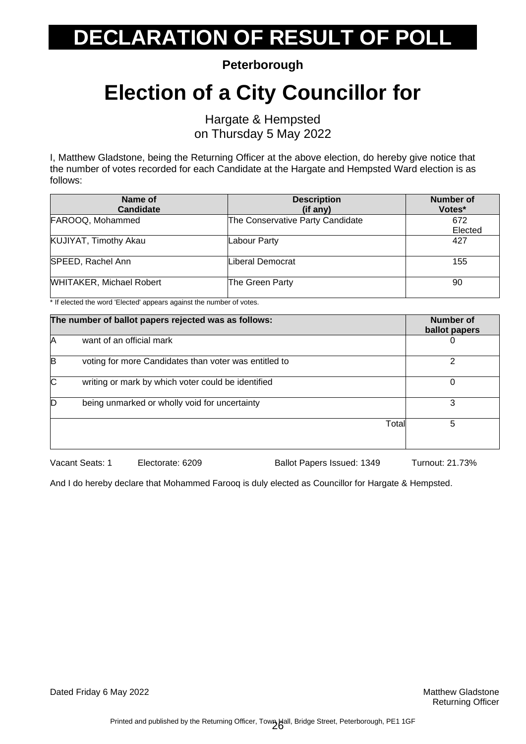# DECLARATION OF RESULT OF POLL

**Peterborough**

## Election of a City Councillor for

Hargate & Hempsted
on Thursday 5 May 2022

I, Matthew Gladstone, being the Returning Officer at the above election, do hereby give notice that the number of votes recorded for each Candidate at the Hargate and Hempsted Ward election is as follows:

| Name of Candidate | Description (if any) | Number of Votes* |
|---|---|---|
| FAROOQ, Mohammed | The Conservative Party Candidate | 672 Elected |
| KUJIYAT, Timothy Akau | Labour Party | 427 |
| SPEED, Rachel Ann | Liberal Democrat | 155 |
| WHITAKER, Michael Robert | The Green Party | 90 |

* If elected the word 'Elected' appears against the number of votes.

| The number of ballot papers rejected was as follows: | | Number of ballot papers |
|---|---|---|
| A | want of an official mark | 0 |
| B | voting for more Candidates than voter was entitled to | 2 |
| C | writing or mark by which voter could be identified | 0 |
| D | being unmarked or wholly void for uncertainty | 3 |
| | Total | 5 |

Vacant Seats: 1 Electorate: 6209 Ballot Papers Issued: 1349 Turnout: 21.73%

And I do hereby declare that Mohammed Farooq is duly elected as Councillor for Hargate & Hempsted.

Dated Friday 6 May 2022

Matthew Gladstone
Returning Officer

Printed and published by the Returning Officer, Town Hall, Bridge Street, Peterborough, PE1 1GF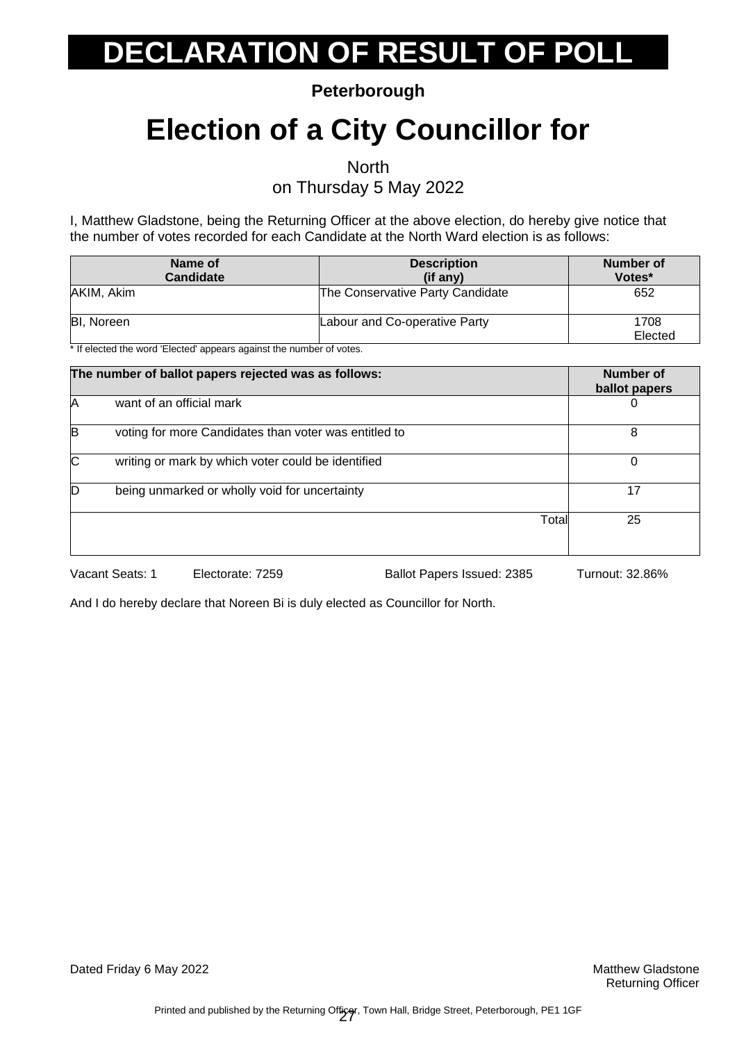# DECLARATION OF RESULT OF POLL

**Peterborough**

# Election of a City Councillor for

North
on Thursday 5 May 2022

I, Matthew Gladstone, being the Returning Officer at the above election, do hereby give notice that the number of votes recorded for each Candidate at the North Ward election is as follows:

| Name of Candidate | Description (if any) | Number of Votes* |
| --- | --- | --- |
| AKIM, Akim | The Conservative Party Candidate | 652 |
| BI, Noreen | Labour and Co-operative Party | 1708 Elected |

* If elected the word 'Elected' appears against the number of votes.

| The number of ballot papers rejected was as follows: | | Number of ballot papers |
| --- | --- | --- |
| A | want of an official mark | 0 |
| B | voting for more Candidates than voter was entitled to | 8 |
| C | writing or mark by which voter could be identified | 0 |
| D | being unmarked or wholly void for uncertainty | 17 |
| | Total | 25 |

Vacant Seats: 1 Electorate: 7259 Ballot Papers Issued: 2385 Turnout: 32.86%

And I do hereby declare that Noreen Bi is duly elected as Councillor for North.

Dated Friday 6 May 2022

Matthew Gladstone
Returning Officer

Printed and published by the Returning Officer, Town Hall, Bridge Street, Peterborough, PE1 1GF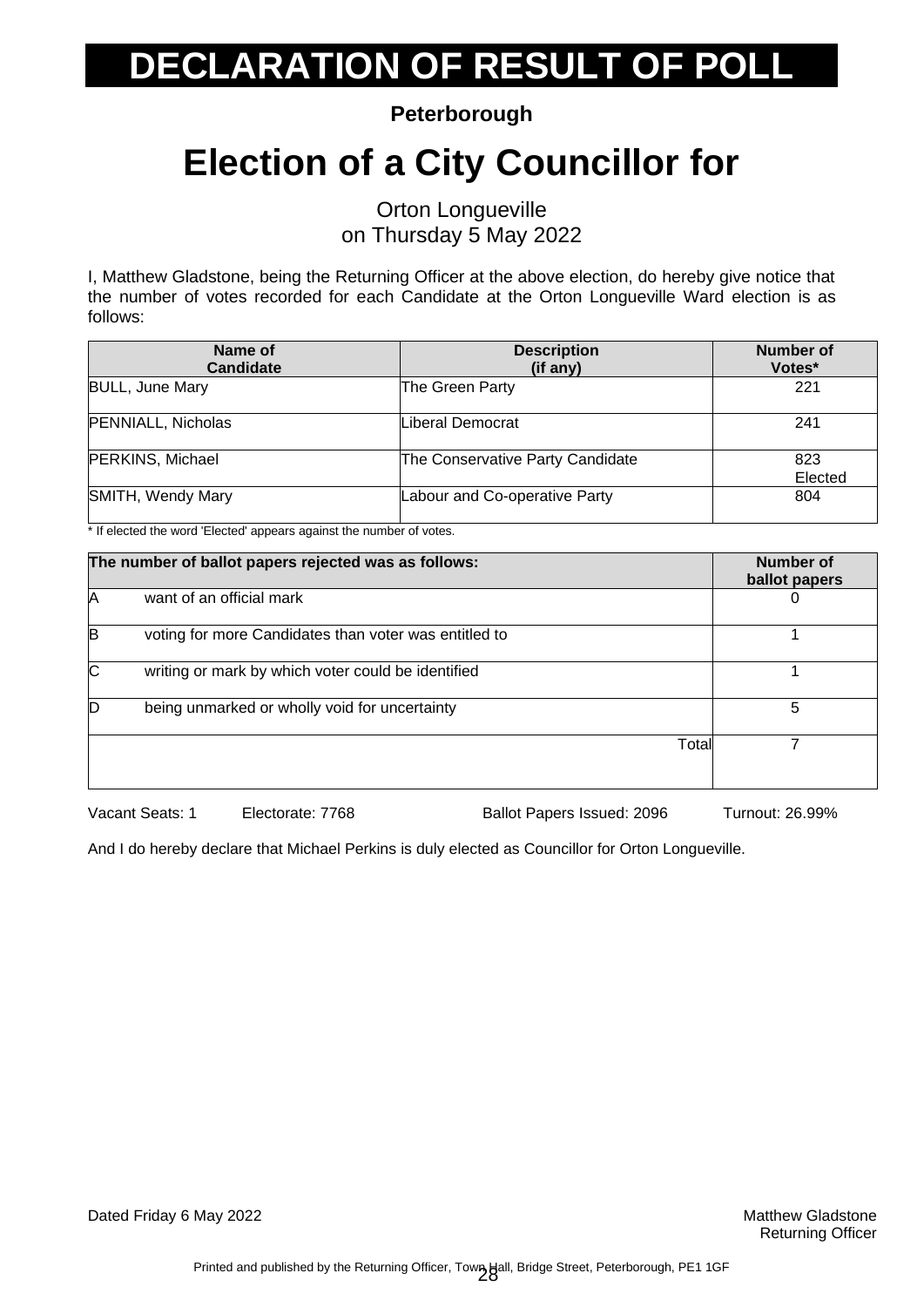# DECLARATION OF RESULT OF POLL

**Peterborough**

# Election of a City Councillor for

Orton Longueville
on Thursday 5 May 2022

I, Matthew Gladstone, being the Returning Officer at the above election, do hereby give notice that the number of votes recorded for each Candidate at the Orton Longueville Ward election is as follows:

| Name of Candidate | Description (if any) | Number of Votes* |
|---|---|---|
| BULL, June Mary | The Green Party | 221 |
| PENNIALL, Nicholas | Liberal Democrat | 241 |
| PERKINS, Michael | The Conservative Party Candidate | 823 Elected |
| SMITH, Wendy Mary | Labour and Co-operative Party | 804 |

* If elected the word 'Elected' appears against the number of votes.

| The number of ballot papers rejected was as follows: | | Number of ballot papers |
|---|---|---|
| A | want of an official mark | 0 |
| B | voting for more Candidates than voter was entitled to | 1 |
| C | writing or mark by which voter could be identified | 1 |
| D | being unmarked or wholly void for uncertainty | 5 |
| | Total | 7 |

Vacant Seats: 1 Electorate: 7768 Ballot Papers Issued: 2096 Turnout: 26.99%

And I do hereby declare that Michael Perkins is duly elected as Councillor for Orton Longueville.

Dated Friday 6 May 2022

Matthew Gladstone
Returning Officer

Printed and published by the Returning Officer, Town Hall, Bridge Street, Peterborough, PE1 1GF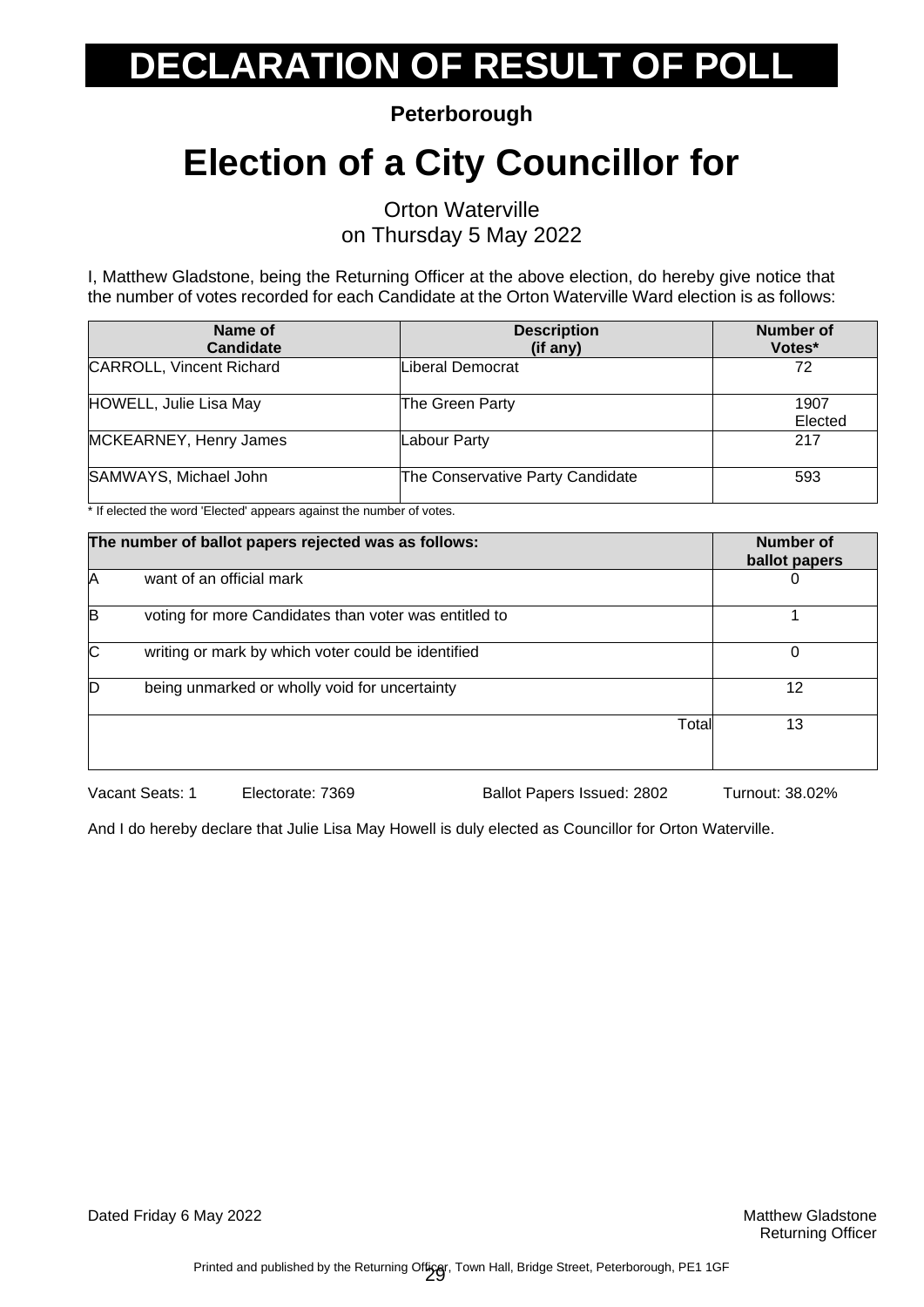# DECLARATION OF RESULT OF POLL

**Peterborough**

# Election of a City Councillor for

Orton Waterville
on Thursday 5 May 2022

I, Matthew Gladstone, being the Returning Officer at the above election, do hereby give notice that the number of votes recorded for each Candidate at the Orton Waterville Ward election is as follows:

| Name of Candidate | Description (if any) | Number of Votes* |
|---|---|---|
| CARROLL, Vincent Richard | Liberal Democrat | 72 |
| HOWELL, Julie Lisa May | The Green Party | 1907 Elected |
| MCKEARNEY, Henry James | Labour Party | 217 |
| SAMWAYS, Michael John | The Conservative Party Candidate | 593 |

* If elected the word 'Elected' appears against the number of votes.

| The number of ballot papers rejected was as follows: | | Number of ballot papers |
|---|---|---|
| A | want of an official mark | 0 |
| B | voting for more Candidates than voter was entitled to | 1 |
| C | writing or mark by which voter could be identified | 0 |
| D | being unmarked or wholly void for uncertainty | 12 |
| | Total | 13 |

Vacant Seats: 1    Electorate: 7369    Ballot Papers Issued: 2802    Turnout: 38.02%

And I do hereby declare that Julie Lisa May Howell is duly elected as Councillor for Orton Waterville.

Dated Friday 6 May 2022

Matthew Gladstone
Returning Officer

Printed and published by the Returning Officer, Town Hall, Bridge Street, Peterborough, PE1 1GF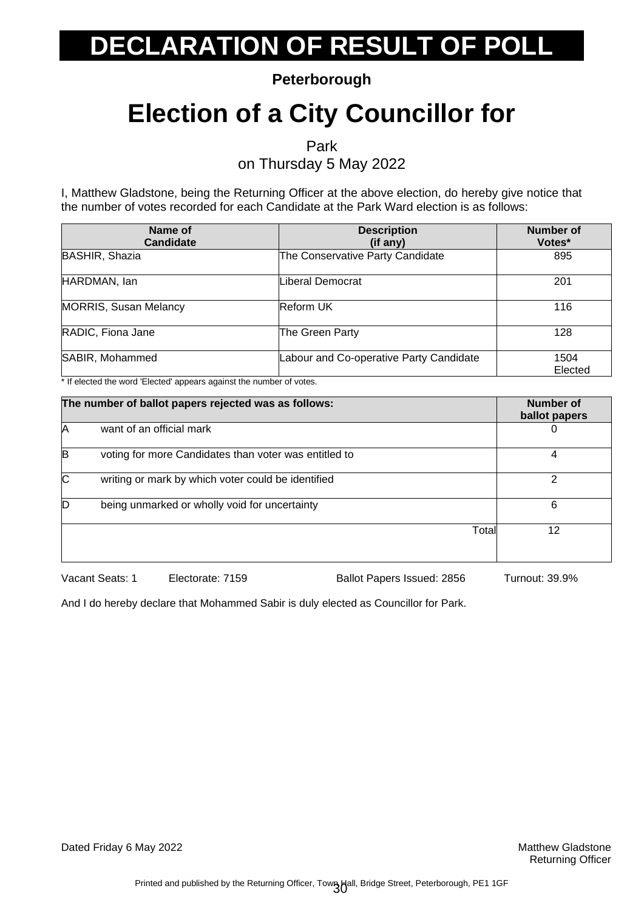# DECLARATION OF RESULT OF POLL

**Peterborough**

# Election of a City Councillor for

Park
on Thursday 5 May 2022

I, Matthew Gladstone, being the Returning Officer at the above election, do hereby give notice that the number of votes recorded for each Candidate at the Park Ward election is as follows:

| Name of Candidate | Description (if any) | Number of Votes* |
|---|---|---|
| BASHIR, Shazia | The Conservative Party Candidate | 895 |
| HARDMAN, Ian | Liberal Democrat | 201 |
| MORRIS, Susan Melancy | Reform UK | 116 |
| RADIC, Fiona Jane | The Green Party | 128 |
| SABIR, Mohammed | Labour and Co-operative Party Candidate | 1504 Elected |

\* If elected the word 'Elected' appears against the number of votes.

| | The number of ballot papers rejected was as follows: | Number of ballot papers |
|---|---|---|
| A | want of an official mark | 0 |
| B | voting for more Candidates than voter was entitled to | 4 |
| C | writing or mark by which voter could be identified | 2 |
| D | being unmarked or wholly void for uncertainty | 6 |
| | Total | 12 |

Vacant Seats: 1 Electorate: 7159 Ballot Papers Issued: 2856 Turnout: 39.9%

And I do hereby declare that Mohammed Sabir is duly elected as Councillor for Park.

Dated Friday 6 May 2022

Matthew Gladstone
Returning Officer

Printed and published by the Returning Officer, Town Hall, Bridge Street, Peterborough, PE1 1GF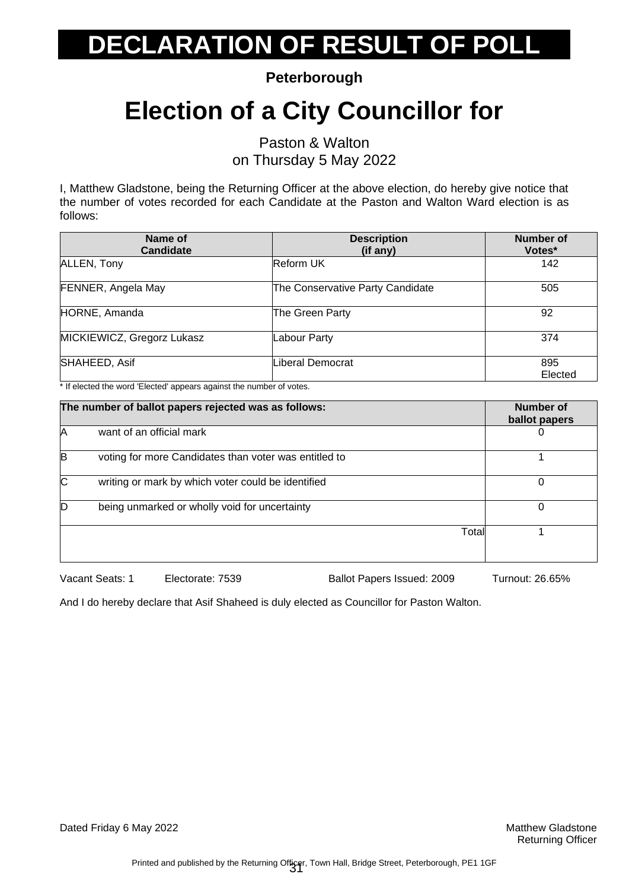# DECLARATION OF RESULT OF POLL

**Peterborough**

# Election of a City Councillor for

Paston & Walton
on Thursday 5 May 2022

I, Matthew Gladstone, being the Returning Officer at the above election, do hereby give notice that the number of votes recorded for each Candidate at the Paston and Walton Ward election is as follows:

| Name of Candidate | Description (if any) | Number of Votes* |
|---|---|---|
| ALLEN, Tony | Reform UK | 142 |
| FENNER, Angela May | The Conservative Party Candidate | 505 |
| HORNE, Amanda | The Green Party | 92 |
| MICKIEWICZ, Gregorz Lukasz | Labour Party | 374 |
| SHAHEED, Asif | Liberal Democrat | 895 Elected |

* If elected the word 'Elected' appears against the number of votes.

| The number of ballot papers rejected was as follows: | | Number of ballot papers |
|---|---|---|
| A | want of an official mark | 0 |
| B | voting for more Candidates than voter was entitled to | 1 |
| C | writing or mark by which voter could be identified | 0 |
| D | being unmarked or wholly void for uncertainty | 0 |
| | Total | 1 |

Vacant Seats: 1 Electorate: 7539 Ballot Papers Issued: 2009 Turnout: 26.65%

And I do hereby declare that Asif Shaheed is duly elected as Councillor for Paston Walton.

Dated Friday 6 May 2022

Matthew Gladstone
Returning Officer

Printed and published by the Returning Officer, Town Hall, Bridge Street, Peterborough, PE1 1GF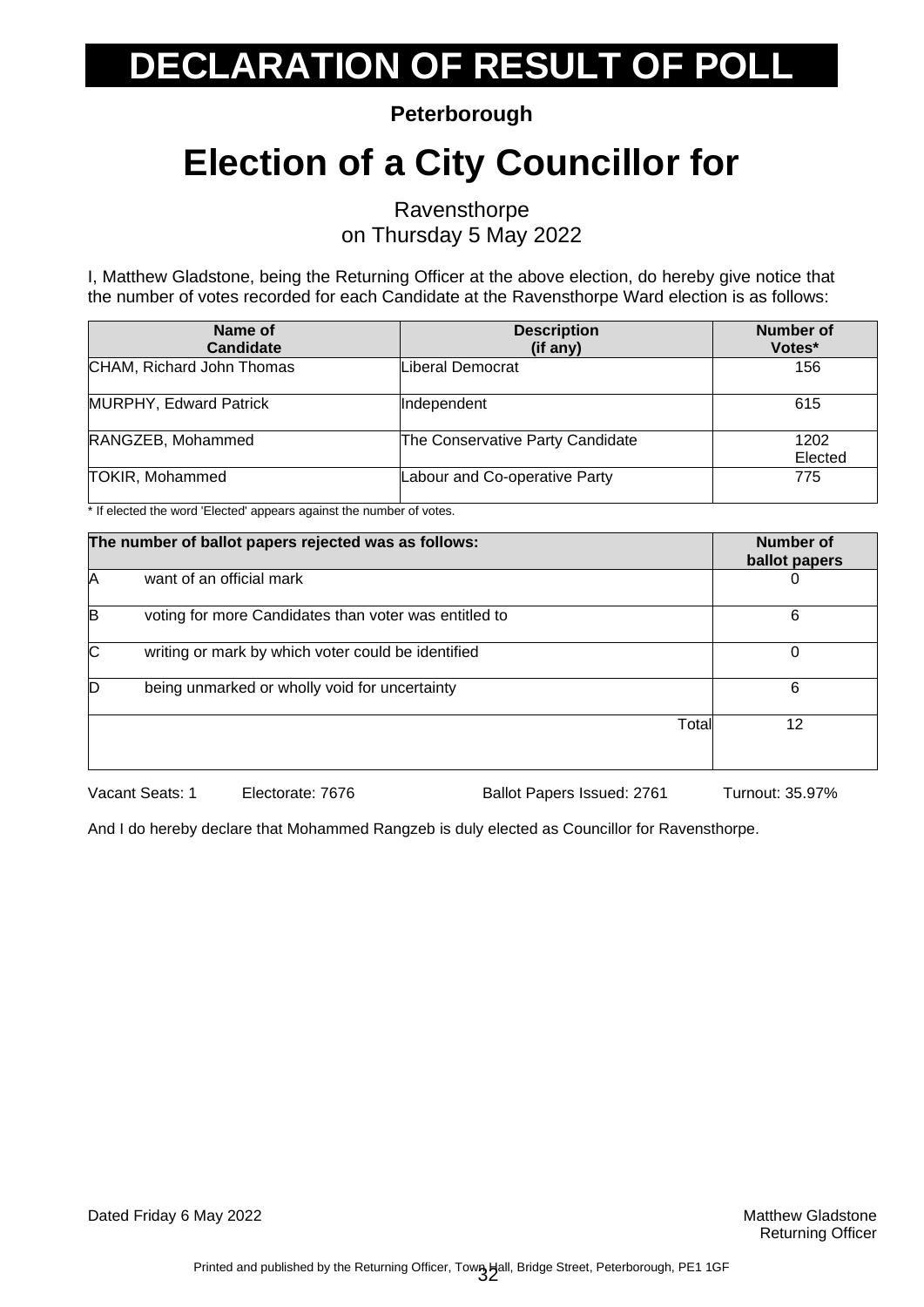# DECLARATION OF RESULT OF POLL

**Peterborough**

# Election of a City Councillor for

Ravensthorpe
on Thursday 5 May 2022

I, Matthew Gladstone, being the Returning Officer at the above election, do hereby give notice that the number of votes recorded for each Candidate at the Ravensthorpe Ward election is as follows:

| Name of Candidate | Description (if any) | Number of Votes* |
|---|---|---|
| CHAM, Richard John Thomas | Liberal Democrat | 156 |
| MURPHY, Edward Patrick | Independent | 615 |
| RANGZEB, Mohammed | The Conservative Party Candidate | 1202 Elected |
| TOKIR, Mohammed | Labour and Co-operative Party | 775 |

* If elected the word 'Elected' appears against the number of votes.

| The number of ballot papers rejected was as follows: | | Number of ballot papers |
|---|---|---|
| A | want of an official mark | 0 |
| B | voting for more Candidates than voter was entitled to | 6 |
| C | writing or mark by which voter could be identified | 0 |
| D | being unmarked or wholly void for uncertainty | 6 |
| | Total | 12 |

Vacant Seats: 1 Electorate: 7676 Ballot Papers Issued: 2761 Turnout: 35.97%

And I do hereby declare that Mohammed Rangzeb is duly elected as Councillor for Ravensthorpe.

Dated Friday 6 May 2022

Matthew Gladstone
Returning Officer

Printed and published by the Returning Officer, Town Hall, Bridge Street, Peterborough, PE1 1GF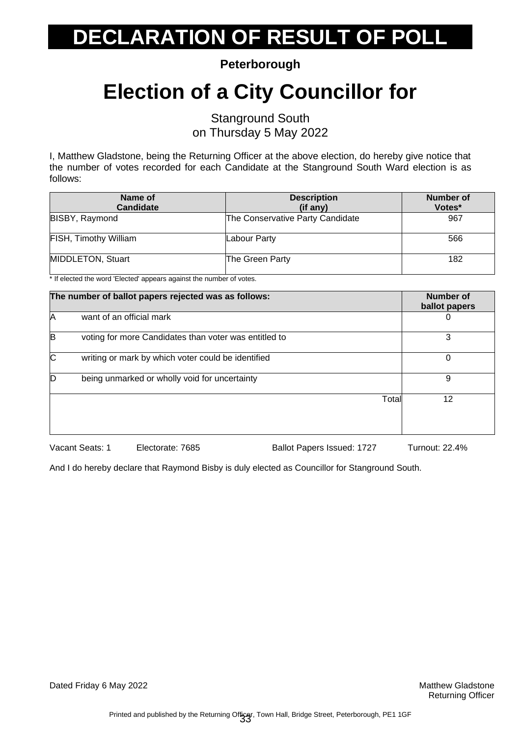# DECLARATION OF RESULT OF POLL

**Peterborough**

# Election of a City Councillor for

Stanground South
on Thursday 5 May 2022

I, Matthew Gladstone, being the Returning Officer at the above election, do hereby give notice that the number of votes recorded for each Candidate at the Stanground South Ward election is as follows:

| Name of Candidate | Description (if any) | Number of Votes* |
|---|---|---|
| BISBY, Raymond | The Conservative Party Candidate | 967 |
| FISH, Timothy William | Labour Party | 566 |
| MIDDLETON, Stuart | The Green Party | 182 |

* If elected the word 'Elected' appears against the number of votes.

| The number of ballot papers rejected was as follows: | | Number of ballot papers |
|---|---|---|
| A | want of an official mark | 0 |
| B | voting for more Candidates than voter was entitled to | 3 |
| C | writing or mark by which voter could be identified | 0 |
| D | being unmarked or wholly void for uncertainty | 9 |
| | Total | 12 |

Vacant Seats: 1 Electorate: 7685 Ballot Papers Issued: 1727 Turnout: 22.4%

And I do hereby declare that Raymond Bisby is duly elected as Councillor for Stanground South.

Dated Friday 6 May 2022

Matthew Gladstone
Returning Officer

Printed and published by the Returning Officer, Town Hall, Bridge Street, Peterborough, PE1 1GF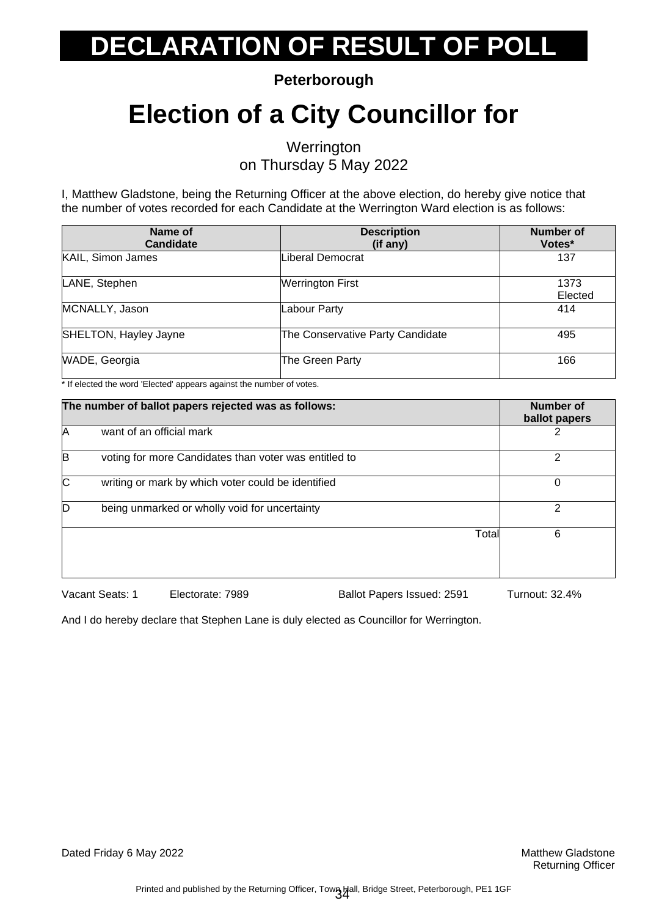# DECLARATION OF RESULT OF POLL

**Peterborough**

# Election of a City Councillor for

Werrington
on Thursday 5 May 2022

I, Matthew Gladstone, being the Returning Officer at the above election, do hereby give notice that the number of votes recorded for each Candidate at the Werrington Ward election is as follows:

| Name of Candidate | Description (if any) | Number of Votes* |
|---|---|---|
| KAIL, Simon James | Liberal Democrat | 137 |
| LANE, Stephen | Werrington First | 1373 Elected |
| MCNALLY, Jason | Labour Party | 414 |
| SHELTON, Hayley Jayne | The Conservative Party Candidate | 495 |
| WADE, Georgia | The Green Party | 166 |

* If elected the word 'Elected' appears against the number of votes.

| The number of ballot papers rejected was as follows: | | Number of ballot papers |
|---|---|---|
| A | want of an official mark | 2 |
| B | voting for more Candidates than voter was entitled to | 2 |
| C | writing or mark by which voter could be identified | 0 |
| D | being unmarked or wholly void for uncertainty | 2 |
| | Total | 6 |

Vacant Seats: 1 Electorate: 7989 Ballot Papers Issued: 2591 Turnout: 32.4%

And I do hereby declare that Stephen Lane is duly elected as Councillor for Werrington.

Dated Friday 6 May 2022

Matthew Gladstone
Returning Officer

Printed and published by the Returning Officer, Town Hall, Bridge Street, Peterborough, PE1 1GF